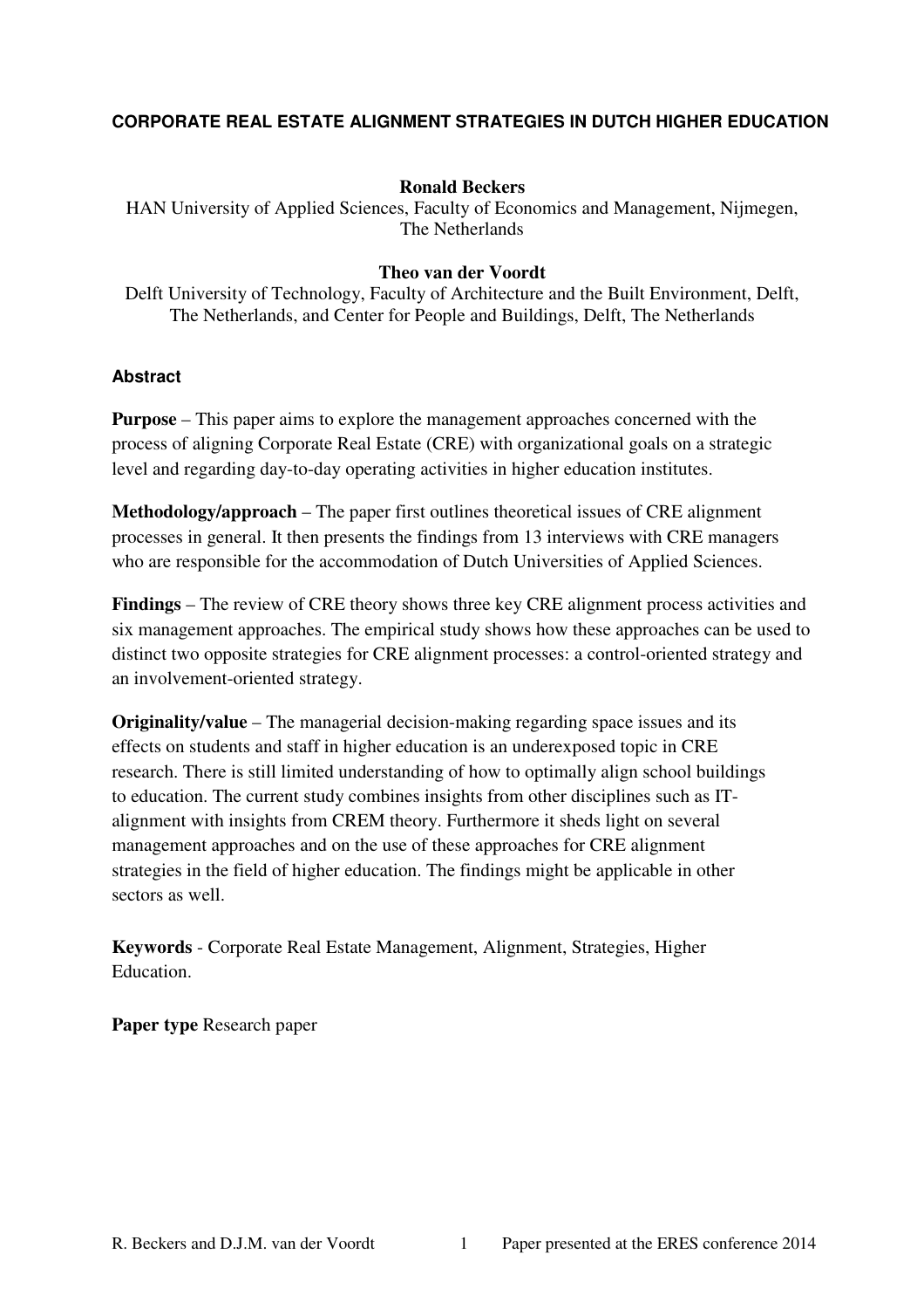# CORPORATE REAL ESTATE ALIGNMENT STRATEGIES IN DUTCH HIGHER EDUCATION

**Ronald Beckers**
HAN University of Applied Sciences, Faculty of Economics and Management, Nijmegen, The Netherlands

**Theo van der Voordt**
Delft University of Technology, Faculty of Architecture and the Built Environment, Delft, The Netherlands, and Center for People and Buildings, Delft, The Netherlands

## Abstract

**Purpose** – This paper aims to explore the management approaches concerned with the process of aligning Corporate Real Estate (CRE) with organizational goals on a strategic level and regarding day-to-day operating activities in higher education institutes.

**Methodology/approach** – The paper first outlines theoretical issues of CRE alignment processes in general. It then presents the findings from 13 interviews with CRE managers who are responsible for the accommodation of Dutch Universities of Applied Sciences.

**Findings** – The review of CRE theory shows three key CRE alignment process activities and six management approaches. The empirical study shows how these approaches can be used to distinct two opposite strategies for CRE alignment processes: a control-oriented strategy and an involvement-oriented strategy.

**Originality/value** – The managerial decision-making regarding space issues and its effects on students and staff in higher education is an underexposed topic in CRE research. There is still limited understanding of how to optimally align school buildings to education. The current study combines insights from other disciplines such as IT-alignment with insights from CREM theory. Furthermore it sheds light on several management approaches and on the use of these approaches for CRE alignment strategies in the field of higher education. The findings might be applicable in other sectors as well.

**Keywords** - Corporate Real Estate Management, Alignment, Strategies, Higher Education.

**Paper type** Research paper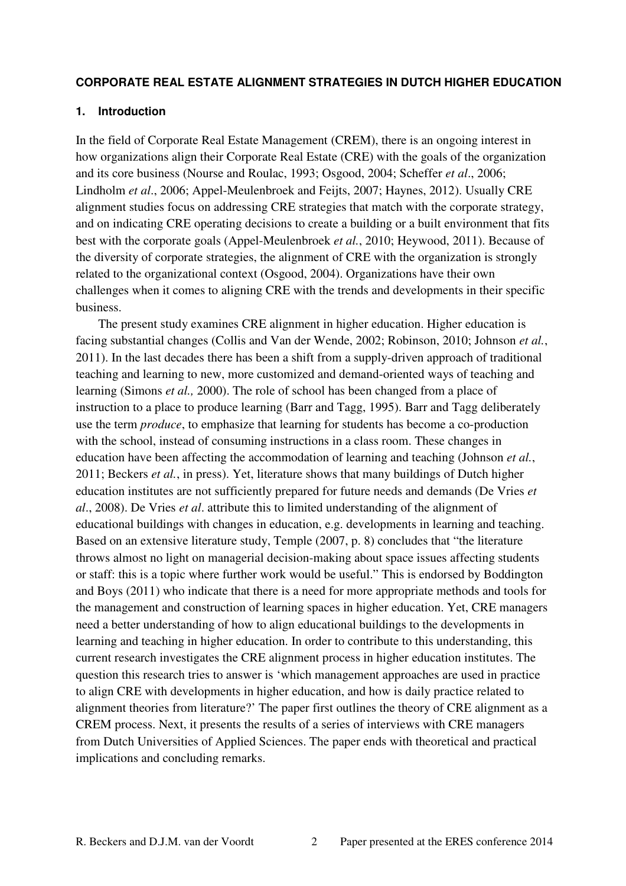**CORPORATE REAL ESTATE ALIGNMENT STRATEGIES IN DUTCH HIGHER EDUCATION**

## 1. Introduction

In the field of Corporate Real Estate Management (CREM), there is an ongoing interest in how organizations align their Corporate Real Estate (CRE) with the goals of the organization and its core business (Nourse and Roulac, 1993; Osgood, 2004; Scheffer *et al*., 2006; Lindholm *et al*., 2006; Appel-Meulenbroek and Feijts, 2007; Haynes, 2012). Usually CRE alignment studies focus on addressing CRE strategies that match with the corporate strategy, and on indicating CRE operating decisions to create a building or a built environment that fits best with the corporate goals (Appel-Meulenbroek *et al.*, 2010; Heywood, 2011). Because of the diversity of corporate strategies, the alignment of CRE with the organization is strongly related to the organizational context (Osgood, 2004). Organizations have their own challenges when it comes to aligning CRE with the trends and developments in their specific business.

The present study examines CRE alignment in higher education. Higher education is facing substantial changes (Collis and Van der Wende, 2002; Robinson, 2010; Johnson *et al.*, 2011). In the last decades there has been a shift from a supply-driven approach of traditional teaching and learning to new, more customized and demand-oriented ways of teaching and learning (Simons *et al.,* 2000). The role of school has been changed from a place of instruction to a place to produce learning (Barr and Tagg, 1995). Barr and Tagg deliberately use the term *produce*, to emphasize that learning for students has become a co-production with the school, instead of consuming instructions in a class room. These changes in education have been affecting the accommodation of learning and teaching (Johnson *et al.*, 2011; Beckers *et al.*, in press). Yet, literature shows that many buildings of Dutch higher education institutes are not sufficiently prepared for future needs and demands (De Vries *et al*., 2008). De Vries *et al*. attribute this to limited understanding of the alignment of educational buildings with changes in education, e.g. developments in learning and teaching. Based on an extensive literature study, Temple (2007, p. 8) concludes that "the literature throws almost no light on managerial decision-making about space issues affecting students or staff: this is a topic where further work would be useful." This is endorsed by Boddington and Boys (2011) who indicate that there is a need for more appropriate methods and tools for the management and construction of learning spaces in higher education. Yet, CRE managers need a better understanding of how to align educational buildings to the developments in learning and teaching in higher education. In order to contribute to this understanding, this current research investigates the CRE alignment process in higher education institutes. The question this research tries to answer is 'which management approaches are used in practice to align CRE with developments in higher education, and how is daily practice related to alignment theories from literature?' The paper first outlines the theory of CRE alignment as a CREM process. Next, it presents the results of a series of interviews with CRE managers from Dutch Universities of Applied Sciences. The paper ends with theoretical and practical implications and concluding remarks.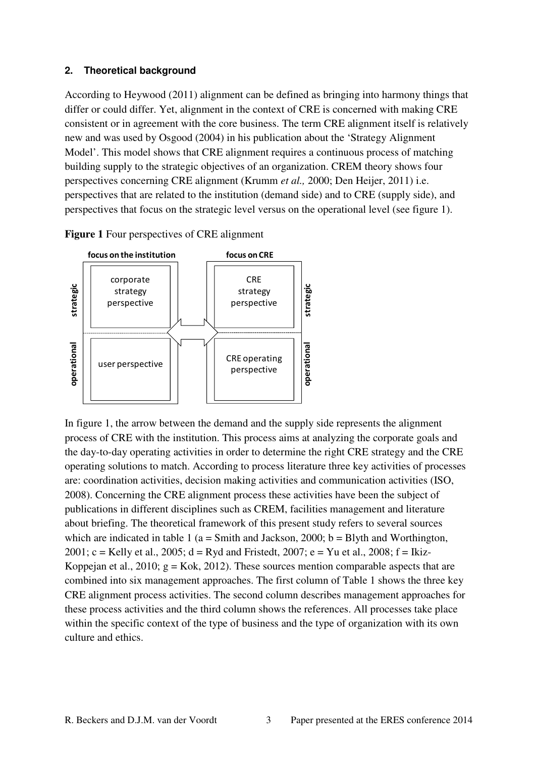## 2. Theoretical background

According to Heywood (2011) alignment can be defined as bringing into harmony things that differ or could differ. Yet, alignment in the context of CRE is concerned with making CRE consistent or in agreement with the core business. The term CRE alignment itself is relatively new and was used by Osgood (2004) in his publication about the 'Strategy Alignment Model'. This model shows that CRE alignment requires a continuous process of matching building supply to the strategic objectives of an organization. CREM theory shows four perspectives concerning CRE alignment (Krumm *et al.,* 2000; Den Heijer, 2011) i.e. perspectives that are related to the institution (demand side) and to CRE (supply side), and perspectives that focus on the strategic level versus on the operational level (see figure 1).

**Figure 1** Four perspectives of CRE alignment

| | focus on the institution | | focus on CRE | |
|---|---|---|---|---|
| strategic | corporate strategy perspective | ⟷ | CRE strategy perspective | strategic |
| operational | user perspective | | CRE operating perspective | operational |

In figure 1, the arrow between the demand and the supply side represents the alignment process of CRE with the institution. This process aims at analyzing the corporate goals and the day-to-day operating activities in order to determine the right CRE strategy and the CRE operating solutions to match. According to process literature three key activities of processes are: coordination activities, decision making activities and communication activities (ISO, 2008). Concerning the CRE alignment process these activities have been the subject of publications in different disciplines such as CREM, facilities management and literature about briefing. The theoretical framework of this present study refers to several sources which are indicated in table 1 (a = Smith and Jackson, 2000; b = Blyth and Worthington, 2001; c = Kelly et al., 2005; d = Ryd and Fristedt, 2007; e = Yu et al., 2008; f = Ikiz-Koppejan et al., 2010; g = Kok, 2012). These sources mention comparable aspects that are combined into six management approaches. The first column of Table 1 shows the three key CRE alignment process activities. The second column describes management approaches for these process activities and the third column shows the references. All processes take place within the specific context of the type of business and the type of organization with its own culture and ethics.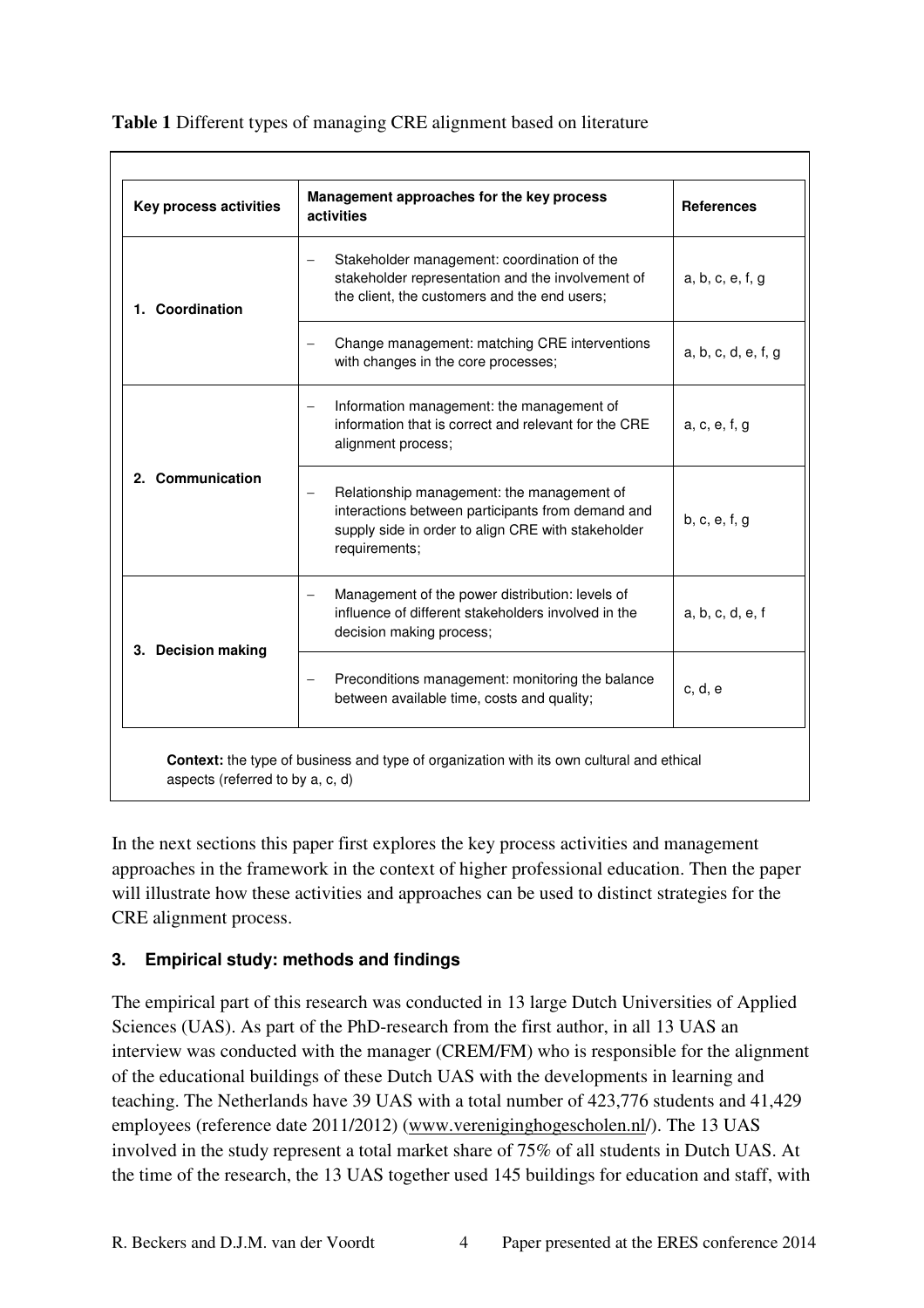**Table 1** Different types of managing CRE alignment based on literature

| Key process activities | Management approaches for the key process activities | References |
|---|---|---|
| 1. Coordination | – Stakeholder management: coordination of the stakeholder representation and the involvement of the client, the customers and the end users; | a, b, c, e, f, g |
| | – Change management: matching CRE interventions with changes in the core processes; | a, b, c, d, e, f, g |
| 2. Communication | – Information management: the management of information that is correct and relevant for the CRE alignment process; | a, c, e, f, g |
| | – Relationship management: the management of interactions between participants from demand and supply side in order to align CRE with stakeholder requirements; | b, c, e, f, g |
| 3. Decision making | – Management of the power distribution: levels of influence of different stakeholders involved in the decision making process; | a, b, c, d, e, f |
| | – Preconditions management: monitoring the balance between available time, costs and quality; | c, d, e |

**Context:** the type of business and type of organization with its own cultural and ethical aspects (referred to by a, c, d)

In the next sections this paper first explores the key process activities and management approaches in the framework in the context of higher professional education. Then the paper will illustrate how these activities and approaches can be used to distinct strategies for the CRE alignment process.

## 3. Empirical study: methods and findings

The empirical part of this research was conducted in 13 large Dutch Universities of Applied Sciences (UAS). As part of the PhD-research from the first author, in all 13 UAS an interview was conducted with the manager (CREM/FM) who is responsible for the alignment of the educational buildings of these Dutch UAS with the developments in learning and teaching. The Netherlands have 39 UAS with a total number of 423,776 students and 41,429 employees (reference date 2011/2012) (www.vereniginghogescholen.nl/). The 13 UAS involved in the study represent a total market share of 75% of all students in Dutch UAS. At the time of the research, the 13 UAS together used 145 buildings for education and staff, with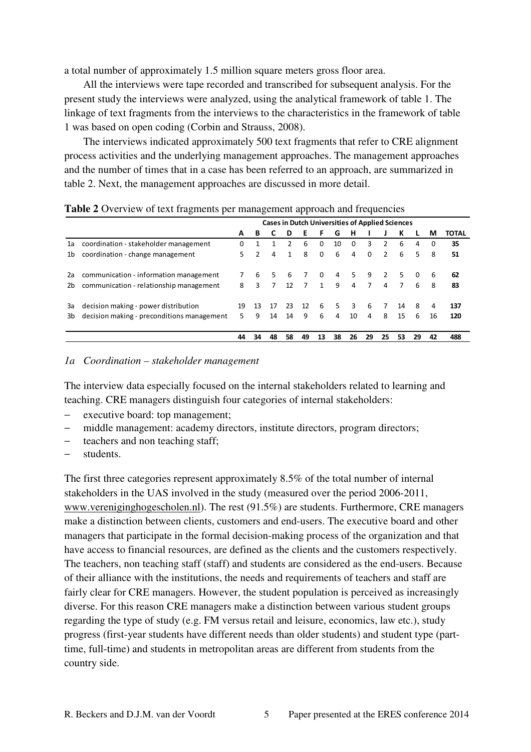a total number of approximately 1.5 million square meters gross floor area.

All the interviews were tape recorded and transcribed for subsequent analysis. For the present study the interviews were analyzed, using the analytical framework of table 1. The linkage of text fragments from the interviews to the characteristics in the framework of table 1 was based on open coding (Corbin and Strauss, 2008).

The interviews indicated approximately 500 text fragments that refer to CRE alignment process activities and the underlying management approaches. The management approaches and the number of times that in a case has been referred to an approach, are summarized in table 2. Next, the management approaches are discussed in more detail.

**Table 2** Overview of text fragments per management approach and frequencies

| | | Cases in Dutch Universities of Applied Sciences | | | | | | | | | | | | | |
|---|---|---|---|---|---|---|---|---|---|---|---|---|---|---|---|
| | | A | B | C | D | E | F | G | H | I | J | K | L | M | TOTAL |
| 1a | coordination - stakeholder management | 0 | 1 | 1 | 2 | 6 | 0 | 10 | 0 | 3 | 2 | 6 | 4 | 0 | **35** |
| 1b | coordination - change management | 5 | 2 | 4 | 1 | 8 | 0 | 6 | 4 | 0 | 2 | 6 | 5 | 8 | **51** |
| 2a | communication - information management | 7 | 6 | 5 | 6 | 7 | 0 | 4 | 5 | 9 | 2 | 5 | 0 | 6 | **62** |
| 2b | communication - relationship management | 8 | 3 | 7 | 12 | 7 | 1 | 9 | 4 | 7 | 4 | 7 | 6 | 8 | **83** |
| 3a | decision making - power distribution | 19 | 13 | 17 | 23 | 12 | 6 | 5 | 3 | 6 | 7 | 14 | 8 | 4 | **137** |
| 3b | decision making - preconditions management | 5 | 9 | 14 | 14 | 9 | 6 | 4 | 10 | 4 | 8 | 15 | 6 | 16 | **120** |
| | | **44** | **34** | **48** | **58** | **49** | **13** | **38** | **26** | **29** | **25** | **53** | **29** | **42** | **488** |

*1a Coordination – stakeholder management*

The interview data especially focused on the internal stakeholders related to learning and teaching. CRE managers distinguish four categories of internal stakeholders:

- executive board: top management;
- middle management: academy directors, institute directors, program directors;
- teachers and non teaching staff;
- students.

The first three categories represent approximately 8.5% of the total number of internal stakeholders in the UAS involved in the study (measured over the period 2006-2011, www.vereniginghogescholen.nl). The rest (91.5%) are students. Furthermore, CRE managers make a distinction between clients, customers and end-users. The executive board and other managers that participate in the formal decision-making process of the organization and that have access to financial resources, are defined as the clients and the customers respectively. The teachers, non teaching staff (staff) and students are considered as the end-users. Because of their alliance with the institutions, the needs and requirements of teachers and staff are fairly clear for CRE managers. However, the student population is perceived as increasingly diverse. For this reason CRE managers make a distinction between various student groups regarding the type of study (e.g. FM versus retail and leisure, economics, law etc.), study progress (first-year students have different needs than older students) and student type (part-time, full-time) and students in metropolitan areas are different from students from the country side.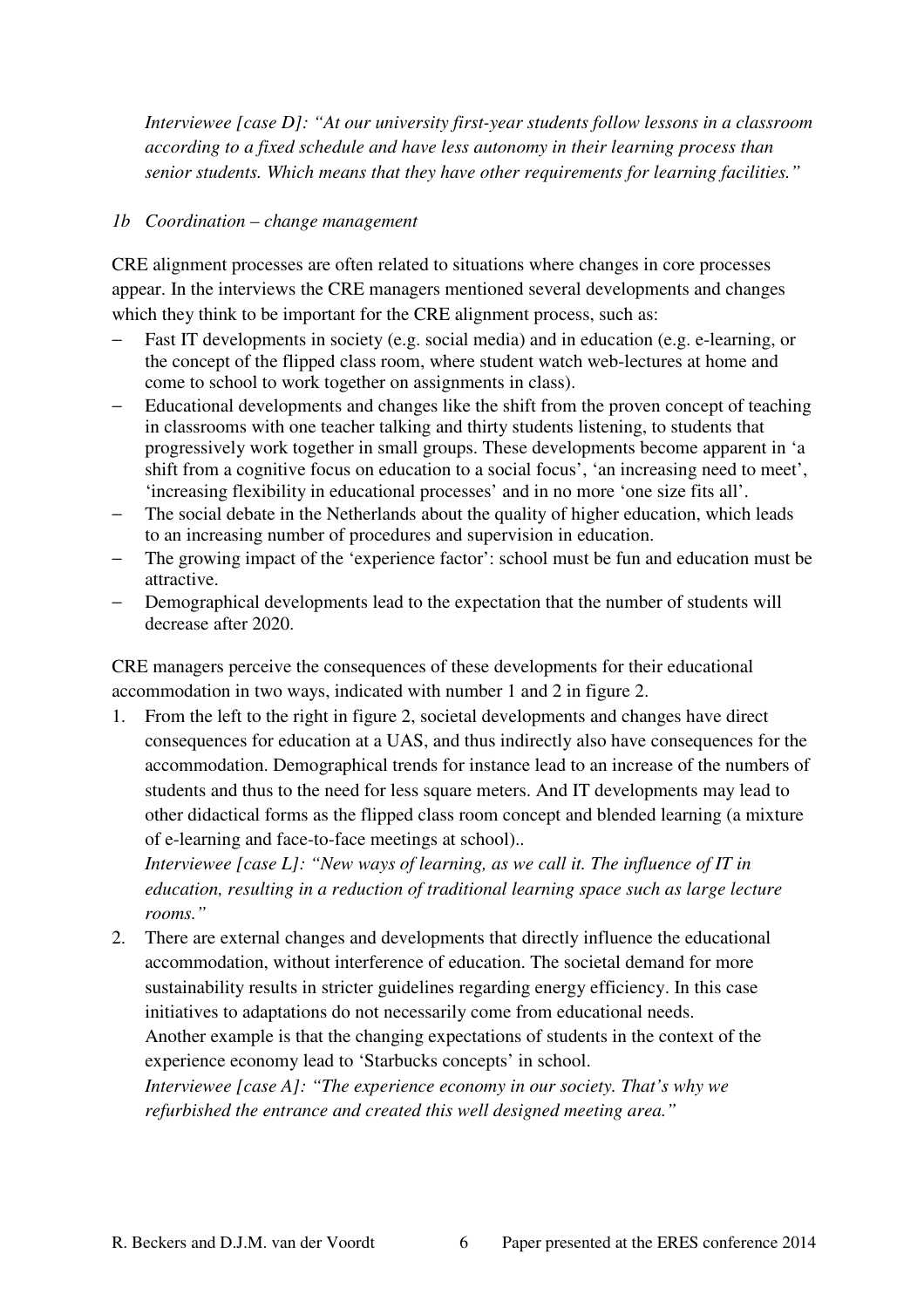*Interviewee [case D]: "At our university first-year students follow lessons in a classroom according to a fixed schedule and have less autonomy in their learning process than senior students. Which means that they have other requirements for learning facilities."*

*1b Coordination – change management*

CRE alignment processes are often related to situations where changes in core processes appear. In the interviews the CRE managers mentioned several developments and changes which they think to be important for the CRE alignment process, such as:

- Fast IT developments in society (e.g. social media) and in education (e.g. e-learning, or the concept of the flipped class room, where student watch web-lectures at home and come to school to work together on assignments in class).
- Educational developments and changes like the shift from the proven concept of teaching in classrooms with one teacher talking and thirty students listening, to students that progressively work together in small groups. These developments become apparent in 'a shift from a cognitive focus on education to a social focus', 'an increasing need to meet', 'increasing flexibility in educational processes' and in no more 'one size fits all'.
- The social debate in the Netherlands about the quality of higher education, which leads to an increasing number of procedures and supervision in education.
- The growing impact of the 'experience factor': school must be fun and education must be attractive.
- Demographical developments lead to the expectation that the number of students will decrease after 2020.

CRE managers perceive the consequences of these developments for their educational accommodation in two ways, indicated with number 1 and 2 in figure 2.

1. From the left to the right in figure 2, societal developments and changes have direct consequences for education at a UAS, and thus indirectly also have consequences for the accommodation. Demographical trends for instance lead to an increase of the numbers of students and thus to the need for less square meters. And IT developments may lead to other didactical forms as the flipped class room concept and blended learning (a mixture of e-learning and face-to-face meetings at school)..
   *Interviewee [case L]: "New ways of learning, as we call it. The influence of IT in education, resulting in a reduction of traditional learning space such as large lecture rooms."*
2. There are external changes and developments that directly influence the educational accommodation, without interference of education. The societal demand for more sustainability results in stricter guidelines regarding energy efficiency. In this case initiatives to adaptations do not necessarily come from educational needs.
   Another example is that the changing expectations of students in the context of the experience economy lead to 'Starbucks concepts' in school.
   *Interviewee [case A]: "The experience economy in our society. That's why we refurbished the entrance and created this well designed meeting area."*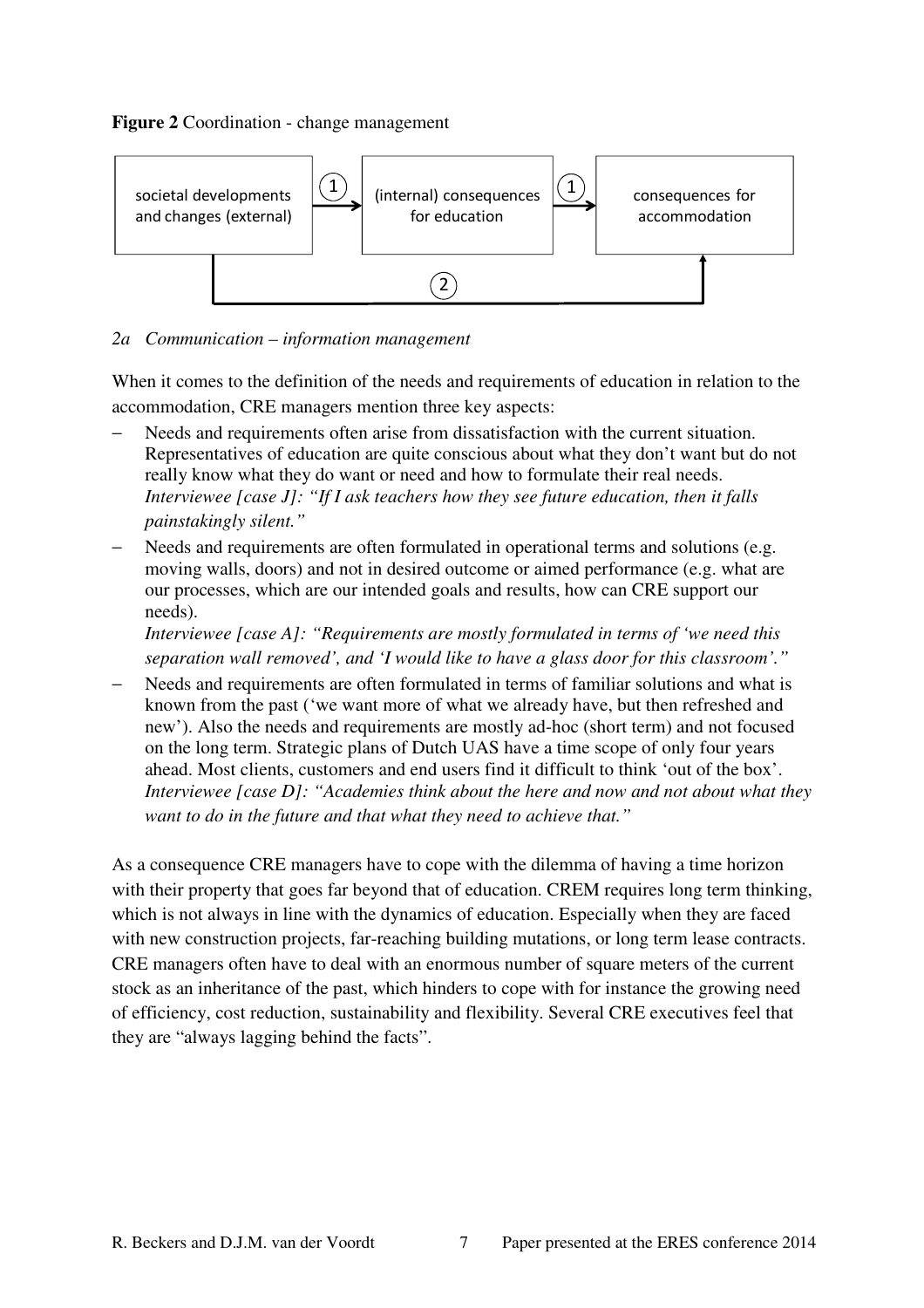**Figure 2** Coordination - change management

societal developments and changes (external) → (1) → (internal) consequences for education → (1) → consequences for accommodation

societal developments and changes (external) → (2) → consequences for accommodation

*2a Communication – information management*

When it comes to the definition of the needs and requirements of education in relation to the accommodation, CRE managers mention three key aspects:

- Needs and requirements often arise from dissatisfaction with the current situation. Representatives of education are quite conscious about what they don't want but do not really know what they do want or need and how to formulate their real needs. *Interviewee [case J]: "If I ask teachers how they see future education, then it falls painstakingly silent."*
- Needs and requirements are often formulated in operational terms and solutions (e.g. moving walls, doors) and not in desired outcome or aimed performance (e.g. what are our processes, which are our intended goals and results, how can CRE support our needs).
  *Interviewee [case A]: "Requirements are mostly formulated in terms of 'we need this separation wall removed', and 'I would like to have a glass door for this classroom'."*
- Needs and requirements are often formulated in terms of familiar solutions and what is known from the past ('we want more of what we already have, but then refreshed and new'). Also the needs and requirements are mostly ad-hoc (short term) and not focused on the long term. Strategic plans of Dutch UAS have a time scope of only four years ahead. Most clients, customers and end users find it difficult to think 'out of the box'. *Interviewee [case D]: "Academies think about the here and now and not about what they want to do in the future and that what they need to achieve that."*

As a consequence CRE managers have to cope with the dilemma of having a time horizon with their property that goes far beyond that of education. CREM requires long term thinking, which is not always in line with the dynamics of education. Especially when they are faced with new construction projects, far-reaching building mutations, or long term lease contracts. CRE managers often have to deal with an enormous number of square meters of the current stock as an inheritance of the past, which hinders to cope with for instance the growing need of efficiency, cost reduction, sustainability and flexibility. Several CRE executives feel that they are "always lagging behind the facts".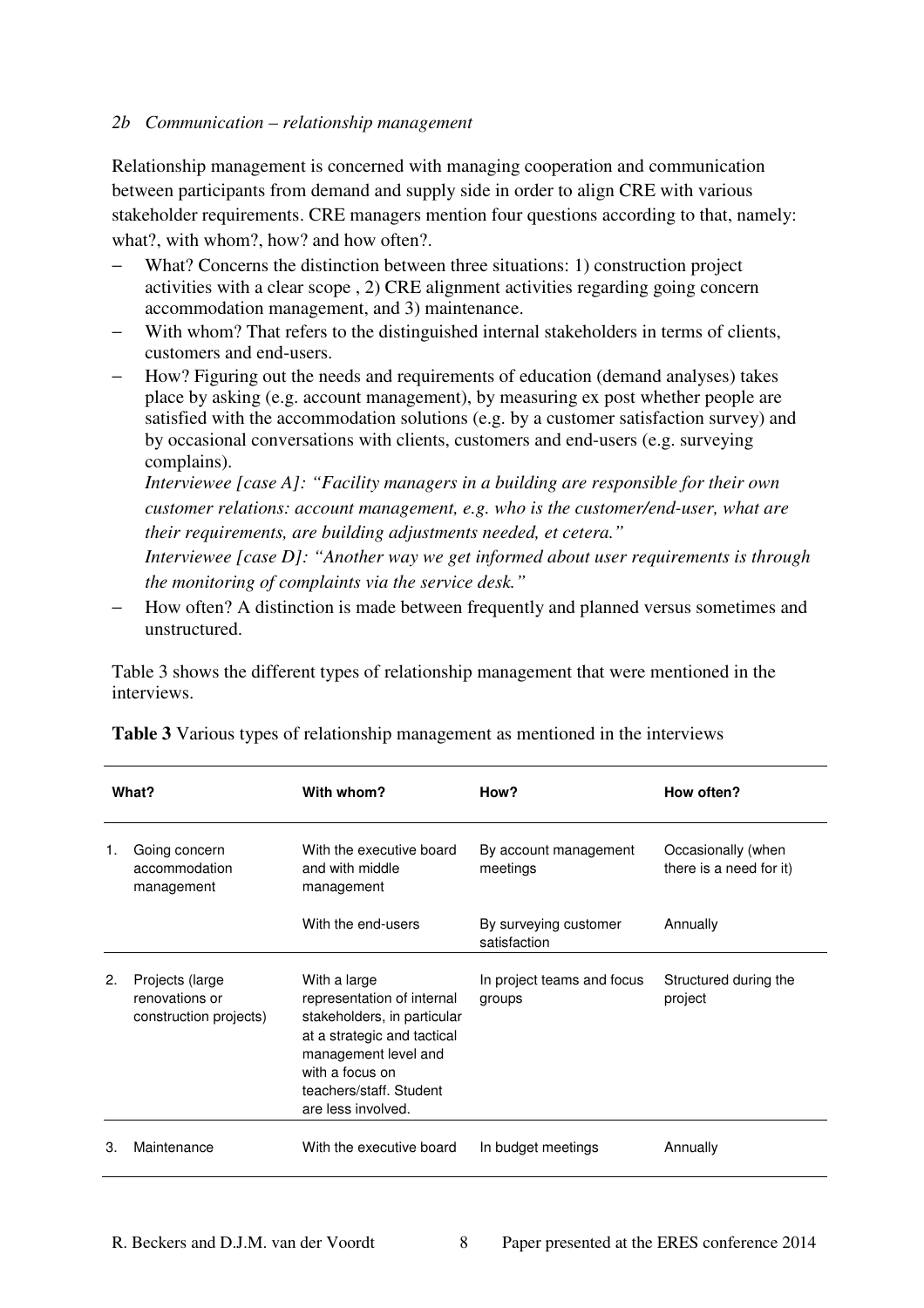*2b Communication – relationship management*

Relationship management is concerned with managing cooperation and communication between participants from demand and supply side in order to align CRE with various stakeholder requirements. CRE managers mention four questions according to that, namely: what?, with whom?, how? and how often?.

- What? Concerns the distinction between three situations: 1) construction project activities with a clear scope , 2) CRE alignment activities regarding going concern accommodation management, and 3) maintenance.
- With whom? That refers to the distinguished internal stakeholders in terms of clients, customers and end-users.
- How? Figuring out the needs and requirements of education (demand analyses) takes place by asking (e.g. account management), by measuring ex post whether people are satisfied with the accommodation solutions (e.g. by a customer satisfaction survey) and by occasional conversations with clients, customers and end-users (e.g. surveying complains).
  *Interviewee [case A]: "Facility managers in a building are responsible for their own customer relations: account management, e.g. who is the customer/end-user, what are their requirements, are building adjustments needed, et cetera."*
  *Interviewee [case D]: "Another way we get informed about user requirements is through the monitoring of complaints via the service desk."*
- How often? A distinction is made between frequently and planned versus sometimes and unstructured.

Table 3 shows the different types of relationship management that were mentioned in the interviews.

**Table 3** Various types of relationship management as mentioned in the interviews

| What? | With whom? | How? | How often? |
|---|---|---|---|
| 1. Going concern accommodation management | With the executive board and with middle management | By account management meetings | Occasionally (when there is a need for it) |
| | With the end-users | By surveying customer satisfaction | Annually |
| 2. Projects (large renovations or construction projects) | With a large representation of internal stakeholders, in particular at a strategic and tactical management level and with a focus on teachers/staff. Student are less involved. | In project teams and focus groups | Structured during the project |
| 3. Maintenance | With the executive board | In budget meetings | Annually |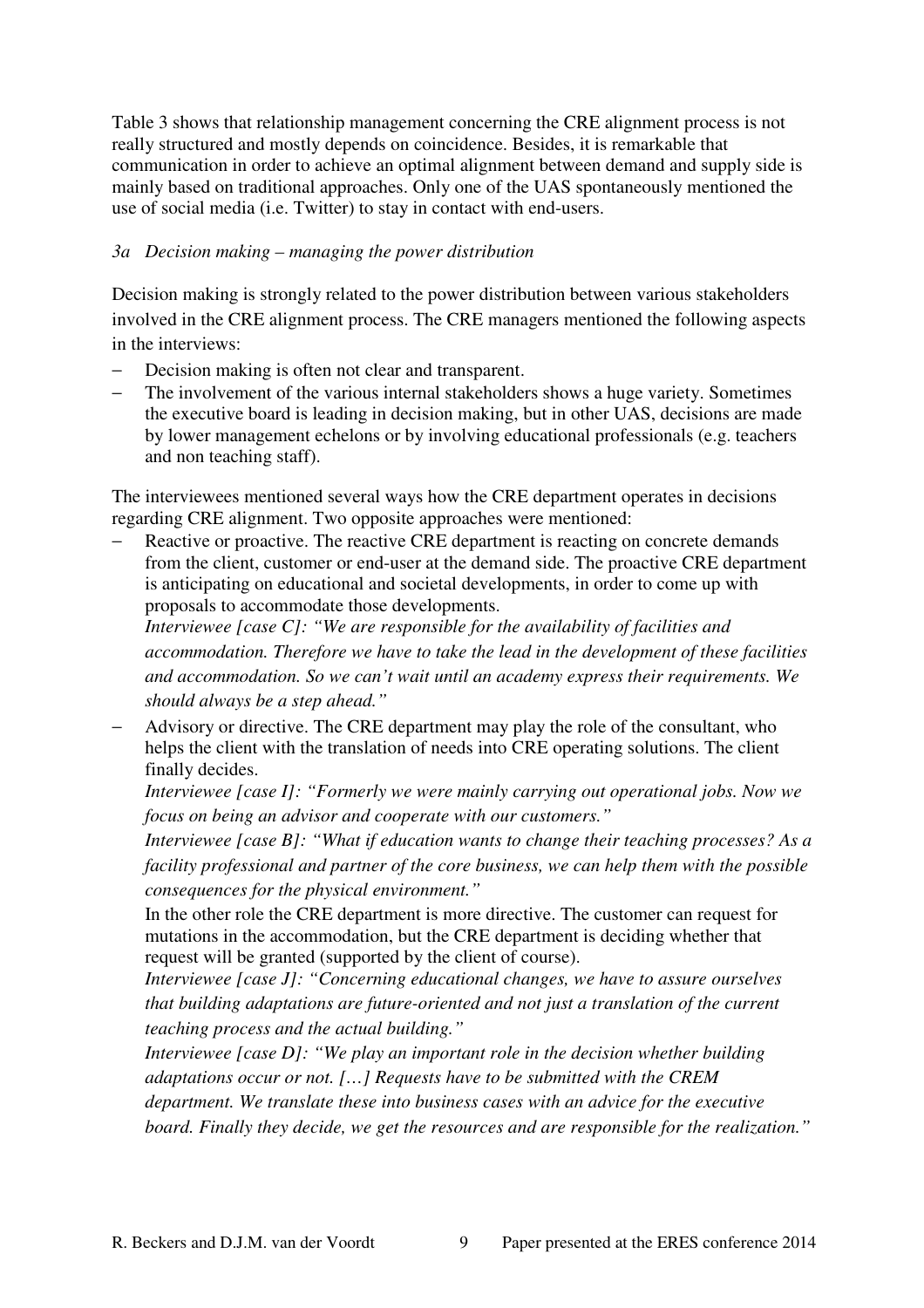Table 3 shows that relationship management concerning the CRE alignment process is not really structured and mostly depends on coincidence. Besides, it is remarkable that communication in order to achieve an optimal alignment between demand and supply side is mainly based on traditional approaches. Only one of the UAS spontaneously mentioned the use of social media (i.e. Twitter) to stay in contact with end-users.

### *3a Decision making – managing the power distribution*

Decision making is strongly related to the power distribution between various stakeholders involved in the CRE alignment process. The CRE managers mentioned the following aspects in the interviews:

- Decision making is often not clear and transparent.
- The involvement of the various internal stakeholders shows a huge variety. Sometimes the executive board is leading in decision making, but in other UAS, decisions are made by lower management echelons or by involving educational professionals (e.g. teachers and non teaching staff).

The interviewees mentioned several ways how the CRE department operates in decisions regarding CRE alignment. Two opposite approaches were mentioned:

- Reactive or proactive. The reactive CRE department is reacting on concrete demands from the client, customer or end-user at the demand side. The proactive CRE department is anticipating on educational and societal developments, in order to come up with proposals to accommodate those developments.
  *Interviewee [case C]: "We are responsible for the availability of facilities and accommodation. Therefore we have to take the lead in the development of these facilities and accommodation. So we can't wait until an academy express their requirements. We should always be a step ahead."*
- Advisory or directive. The CRE department may play the role of the consultant, who helps the client with the translation of needs into CRE operating solutions. The client finally decides.
  *Interviewee [case I]: "Formerly we were mainly carrying out operational jobs. Now we focus on being an advisor and cooperate with our customers."*
  *Interviewee [case B]: "What if education wants to change their teaching processes? As a facility professional and partner of the core business, we can help them with the possible consequences for the physical environment."*
  In the other role the CRE department is more directive. The customer can request for mutations in the accommodation, but the CRE department is deciding whether that request will be granted (supported by the client of course).
  *Interviewee [case J]: "Concerning educational changes, we have to assure ourselves that building adaptations are future-oriented and not just a translation of the current teaching process and the actual building."*
  *Interviewee [case D]: "We play an important role in the decision whether building adaptations occur or not. […] Requests have to be submitted with the CREM department. We translate these into business cases with an advice for the executive board. Finally they decide, we get the resources and are responsible for the realization."*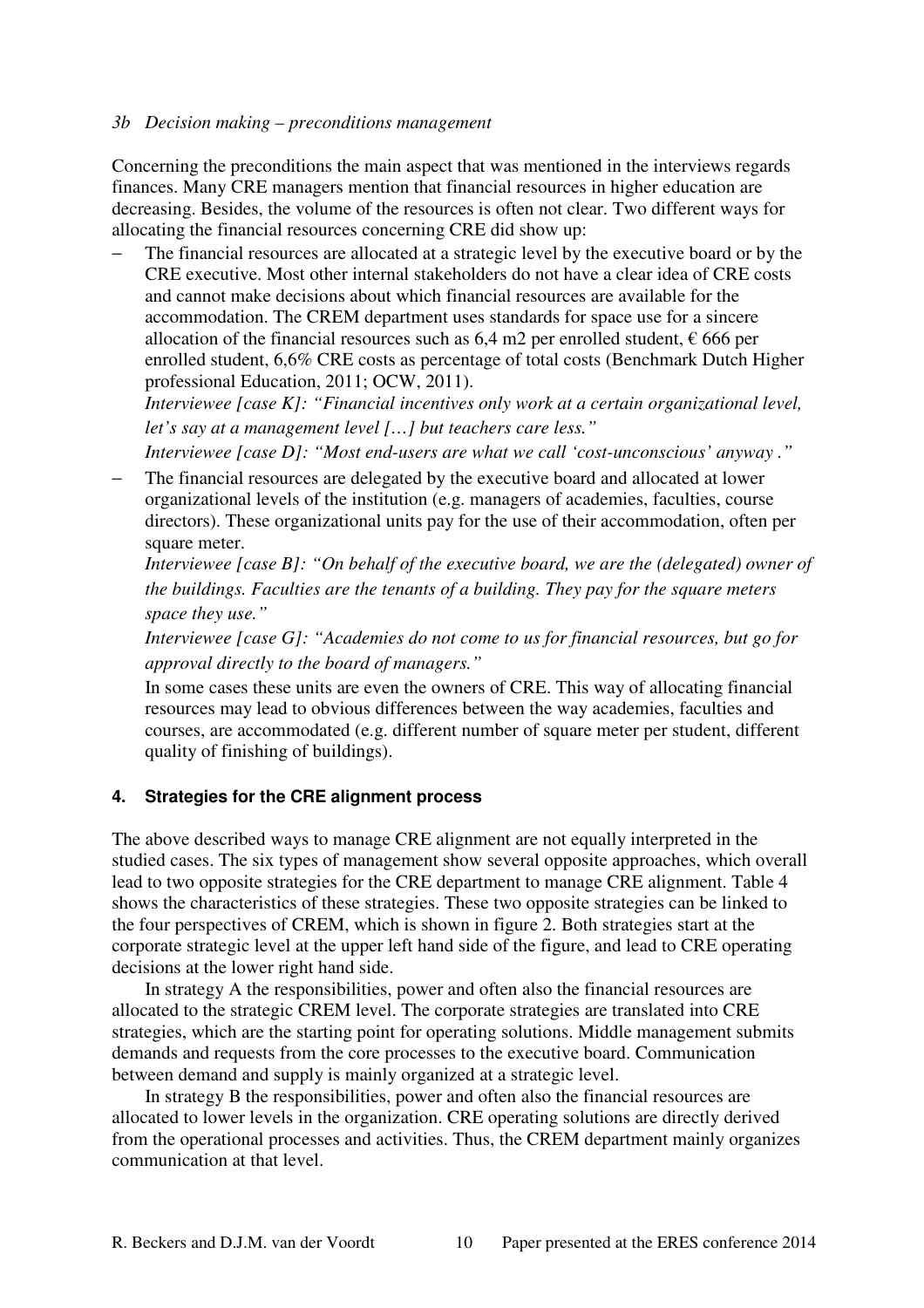*3b Decision making – preconditions management*

Concerning the preconditions the main aspect that was mentioned in the interviews regards finances. Many CRE managers mention that financial resources in higher education are decreasing. Besides, the volume of the resources is often not clear. Two different ways for allocating the financial resources concerning CRE did show up:

- The financial resources are allocated at a strategic level by the executive board or by the CRE executive. Most other internal stakeholders do not have a clear idea of CRE costs and cannot make decisions about which financial resources are available for the accommodation. The CREM department uses standards for space use for a sincere allocation of the financial resources such as 6,4 m2 per enrolled student, € 666 per enrolled student, 6,6% CRE costs as percentage of total costs (Benchmark Dutch Higher professional Education, 2011; OCW, 2011).
  *Interviewee [case K]: "Financial incentives only work at a certain organizational level, let's say at a management level […] but teachers care less."*
  *Interviewee [case D]: "Most end-users are what we call 'cost-unconscious' anyway ."*
- The financial resources are delegated by the executive board and allocated at lower organizational levels of the institution (e.g. managers of academies, faculties, course directors). These organizational units pay for the use of their accommodation, often per square meter.
  *Interviewee [case B]: "On behalf of the executive board, we are the (delegated) owner of the buildings. Faculties are the tenants of a building. They pay for the square meters space they use."*
  *Interviewee [case G]: "Academies do not come to us for financial resources, but go for approval directly to the board of managers."*
  In some cases these units are even the owners of CRE. This way of allocating financial resources may lead to obvious differences between the way academies, faculties and courses, are accommodated (e.g. different number of square meter per student, different quality of finishing of buildings).

## 4. Strategies for the CRE alignment process

The above described ways to manage CRE alignment are not equally interpreted in the studied cases. The six types of management show several opposite approaches, which overall lead to two opposite strategies for the CRE department to manage CRE alignment. Table 4 shows the characteristics of these strategies. These two opposite strategies can be linked to the four perspectives of CREM, which is shown in figure 2. Both strategies start at the corporate strategic level at the upper left hand side of the figure, and lead to CRE operating decisions at the lower right hand side.

In strategy A the responsibilities, power and often also the financial resources are allocated to the strategic CREM level. The corporate strategies are translated into CRE strategies, which are the starting point for operating solutions. Middle management submits demands and requests from the core processes to the executive board. Communication between demand and supply is mainly organized at a strategic level.

In strategy B the responsibilities, power and often also the financial resources are allocated to lower levels in the organization. CRE operating solutions are directly derived from the operational processes and activities. Thus, the CREM department mainly organizes communication at that level.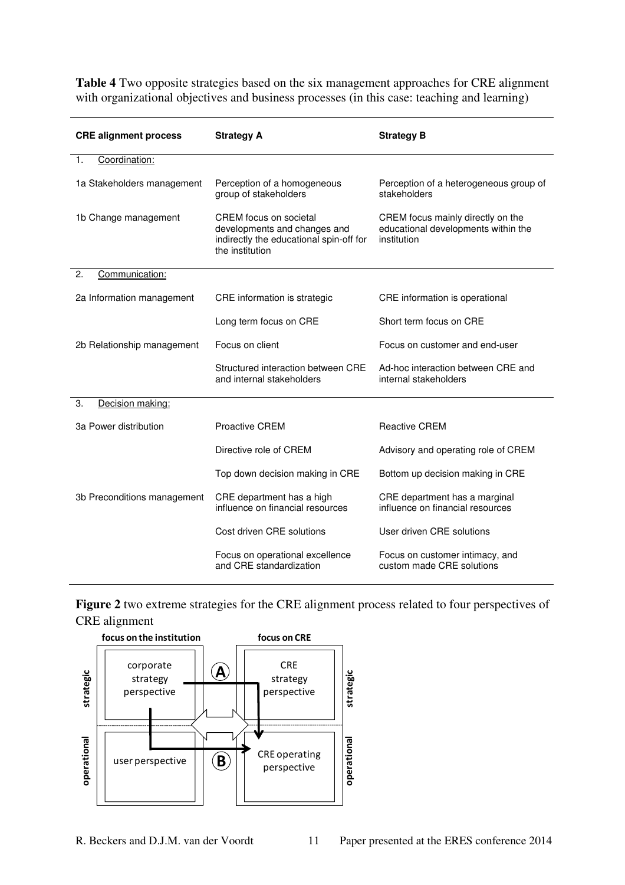**Table 4** Two opposite strategies based on the six management approaches for CRE alignment with organizational objectives and business processes (in this case: teaching and learning)

| CRE alignment process | Strategy A | Strategy B |
|---|---|---|
| 1. Coordination: | | |
| 1a Stakeholders management | Perception of a homogeneous group of stakeholders | Perception of a heterogeneous group of stakeholders |
| 1b Change management | CREM focus on societal developments and changes and indirectly the educational spin-off for the institution | CREM focus mainly directly on the educational developments within the institution |
| 2. Communication: | | |
| 2a Information management | CRE information is strategic | CRE information is operational |
| | Long term focus on CRE | Short term focus on CRE |
| 2b Relationship management | Focus on client | Focus on customer and end-user |
| | Structured interaction between CRE and internal stakeholders | Ad-hoc interaction between CRE and internal stakeholders |
| 3. Decision making: | | |
| 3a Power distribution | Proactive CREM | Reactive CREM |
| | Directive role of CREM | Advisory and operating role of CREM |
| | Top down decision making in CRE | Bottom up decision making in CRE |
| 3b Preconditions management | CRE department has a high influence on financial resources | CRE department has a marginal influence on financial resources |
| | Cost driven CRE solutions | User driven CRE solutions |
| | Focus on operational excellence and CRE standardization | Focus on customer intimacy, and custom made CRE solutions |

**Figure 2** two extreme strategies for the CRE alignment process related to four perspectives of CRE alignment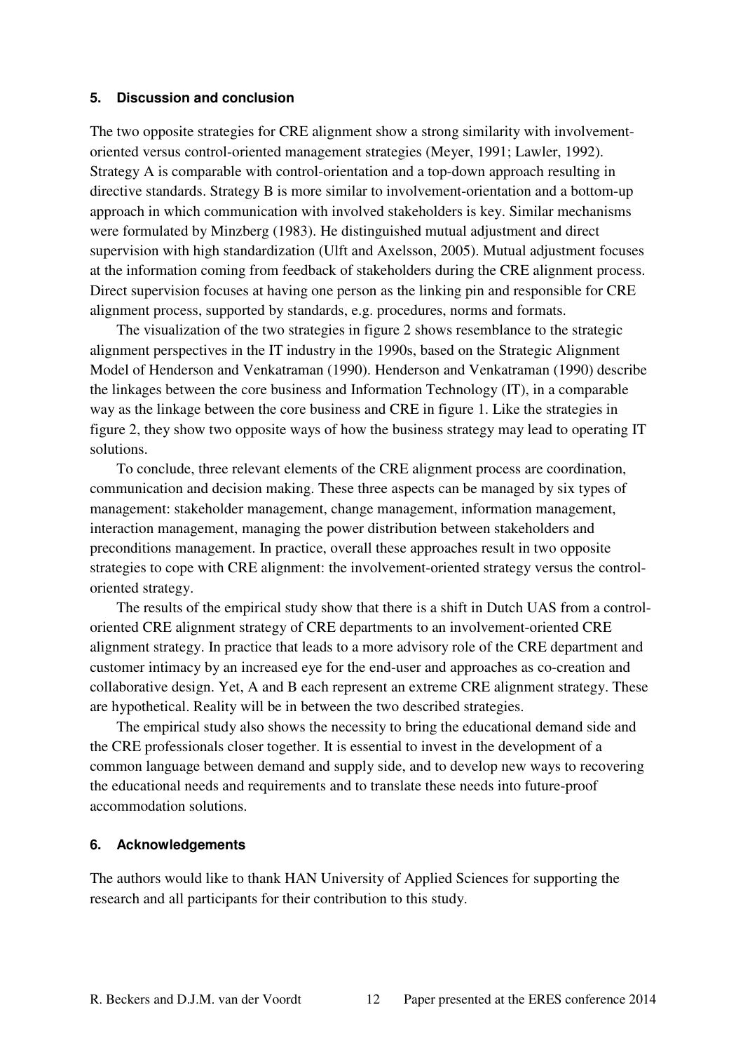## 5. Discussion and conclusion

The two opposite strategies for CRE alignment show a strong similarity with involvement-oriented versus control-oriented management strategies (Meyer, 1991; Lawler, 1992). Strategy A is comparable with control-orientation and a top-down approach resulting in directive standards. Strategy B is more similar to involvement-orientation and a bottom-up approach in which communication with involved stakeholders is key. Similar mechanisms were formulated by Minzberg (1983). He distinguished mutual adjustment and direct supervision with high standardization (Ulft and Axelsson, 2005). Mutual adjustment focuses at the information coming from feedback of stakeholders during the CRE alignment process. Direct supervision focuses at having one person as the linking pin and responsible for CRE alignment process, supported by standards, e.g. procedures, norms and formats.

The visualization of the two strategies in figure 2 shows resemblance to the strategic alignment perspectives in the IT industry in the 1990s, based on the Strategic Alignment Model of Henderson and Venkatraman (1990). Henderson and Venkatraman (1990) describe the linkages between the core business and Information Technology (IT), in a comparable way as the linkage between the core business and CRE in figure 1. Like the strategies in figure 2, they show two opposite ways of how the business strategy may lead to operating IT solutions.

To conclude, three relevant elements of the CRE alignment process are coordination, communication and decision making. These three aspects can be managed by six types of management: stakeholder management, change management, information management, interaction management, managing the power distribution between stakeholders and preconditions management. In practice, overall these approaches result in two opposite strategies to cope with CRE alignment: the involvement-oriented strategy versus the control-oriented strategy.

The results of the empirical study show that there is a shift in Dutch UAS from a control-oriented CRE alignment strategy of CRE departments to an involvement-oriented CRE alignment strategy. In practice that leads to a more advisory role of the CRE department and customer intimacy by an increased eye for the end-user and approaches as co-creation and collaborative design. Yet, A and B each represent an extreme CRE alignment strategy. These are hypothetical. Reality will be in between the two described strategies.

The empirical study also shows the necessity to bring the educational demand side and the CRE professionals closer together. It is essential to invest in the development of a common language between demand and supply side, and to develop new ways to recovering the educational needs and requirements and to translate these needs into future-proof accommodation solutions.

## 6. Acknowledgements

The authors would like to thank HAN University of Applied Sciences for supporting the research and all participants for their contribution to this study.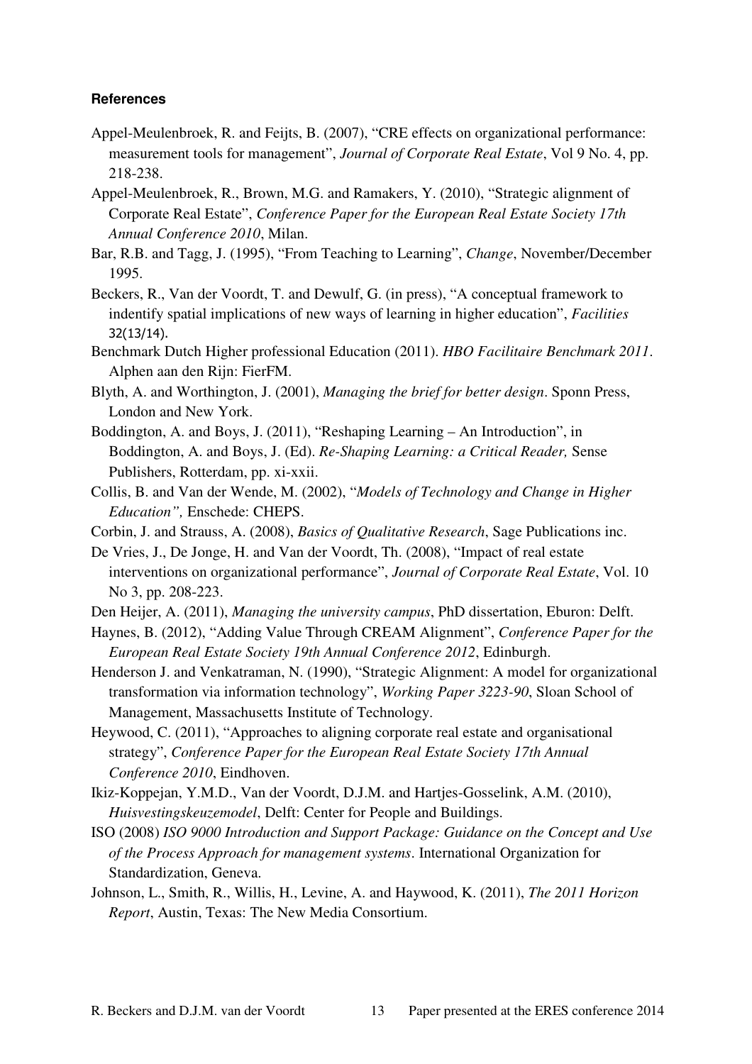#### References

Appel-Meulenbroek, R. and Feijts, B. (2007), "CRE effects on organizational performance: measurement tools for management", *Journal of Corporate Real Estate*, Vol 9 No. 4, pp. 218-238.

Appel-Meulenbroek, R., Brown, M.G. and Ramakers, Y. (2010), "Strategic alignment of Corporate Real Estate", *Conference Paper for the European Real Estate Society 17th Annual Conference 2010*, Milan.

Bar, R.B. and Tagg, J. (1995), "From Teaching to Learning", *Change*, November/December 1995.

Beckers, R., Van der Voordt, T. and Dewulf, G. (in press), "A conceptual framework to indentify spatial implications of new ways of learning in higher education", *Facilities* 32(13/14).

Benchmark Dutch Higher professional Education (2011). *HBO Facilitaire Benchmark 2011*. Alphen aan den Rijn: FierFM.

Blyth, A. and Worthington, J. (2001), *Managing the brief for better design*. Sponn Press, London and New York.

Boddington, A. and Boys, J. (2011), "Reshaping Learning – An Introduction", in Boddington, A. and Boys, J. (Ed). *Re-Shaping Learning: a Critical Reader,* Sense Publishers, Rotterdam, pp. xi-xxii.

Collis, B. and Van der Wende, M. (2002), "*Models of Technology and Change in Higher Education",* Enschede: CHEPS.

Corbin, J. and Strauss, A. (2008), *Basics of Qualitative Research*, Sage Publications inc.

De Vries, J., De Jonge, H. and Van der Voordt, Th. (2008), "Impact of real estate interventions on organizational performance", *Journal of Corporate Real Estate*, Vol. 10 No 3, pp. 208-223.

Den Heijer, A. (2011), *Managing the university campus*, PhD dissertation, Eburon: Delft.

Haynes, B. (2012), "Adding Value Through CREAM Alignment", *Conference Paper for the European Real Estate Society 19th Annual Conference 2012*, Edinburgh.

Henderson J. and Venkatraman, N. (1990), "Strategic Alignment: A model for organizational transformation via information technology", *Working Paper 3223-90*, Sloan School of Management, Massachusetts Institute of Technology.

Heywood, C. (2011), "Approaches to aligning corporate real estate and organisational strategy", *Conference Paper for the European Real Estate Society 17th Annual Conference 2010*, Eindhoven.

Ikiz-Koppejan, Y.M.D., Van der Voordt, D.J.M. and Hartjes-Gosselink, A.M. (2010), *Huisvestingskeuzemodel*, Delft: Center for People and Buildings.

ISO (2008) *ISO 9000 Introduction and Support Package: Guidance on the Concept and Use of the Process Approach for management systems*. International Organization for Standardization, Geneva.

Johnson, L., Smith, R., Willis, H., Levine, A. and Haywood, K. (2011), *The 2011 Horizon Report*, Austin, Texas: The New Media Consortium.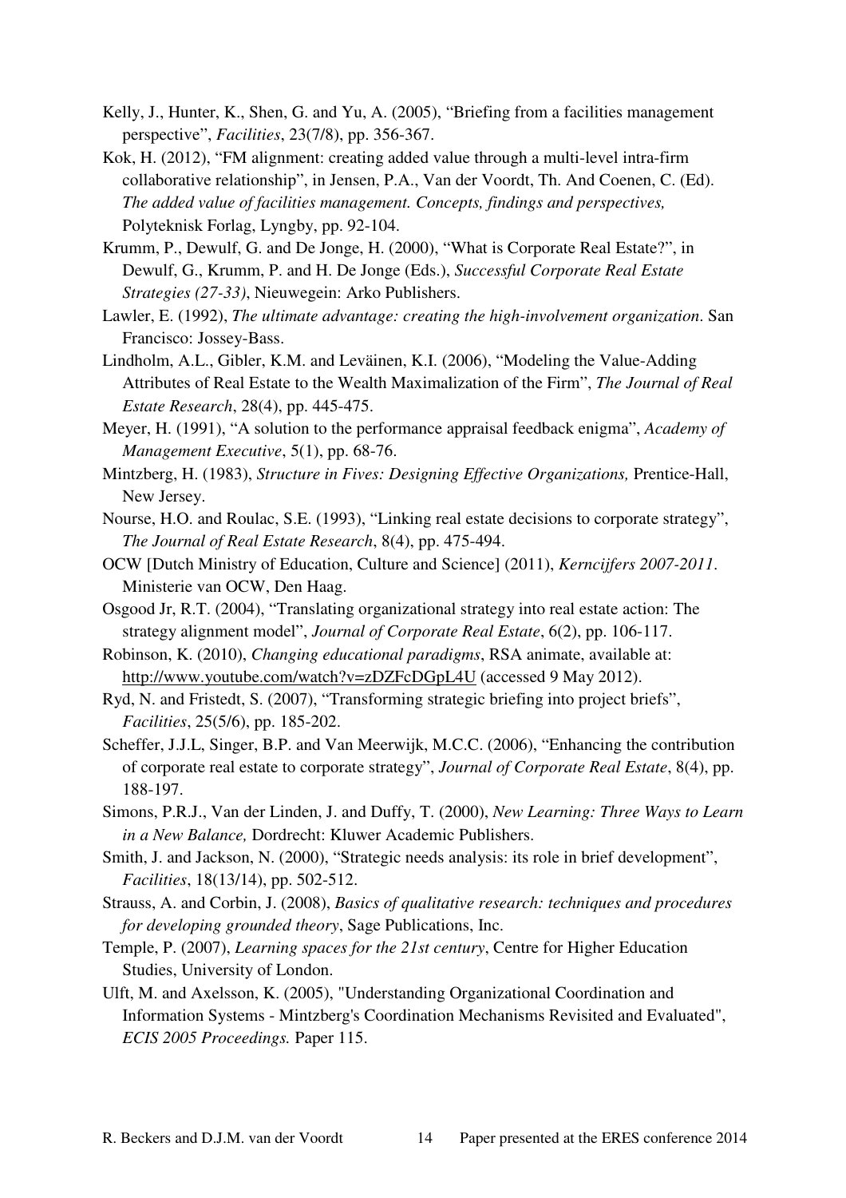Kelly, J., Hunter, K., Shen, G. and Yu, A. (2005), "Briefing from a facilities management perspective", *Facilities*, 23(7/8), pp. 356-367.

Kok, H. (2012), "FM alignment: creating added value through a multi-level intra-firm collaborative relationship", in Jensen, P.A., Van der Voordt, Th. And Coenen, C. (Ed). *The added value of facilities management. Concepts, findings and perspectives,* Polyteknisk Forlag, Lyngby, pp. 92-104.

Krumm, P., Dewulf, G. and De Jonge, H. (2000), "What is Corporate Real Estate?", in Dewulf, G., Krumm, P. and H. De Jonge (Eds.), *Successful Corporate Real Estate Strategies (27-33)*, Nieuwegein: Arko Publishers.

Lawler, E. (1992), *The ultimate advantage: creating the high-involvement organization*. San Francisco: Jossey-Bass.

Lindholm, A.L., Gibler, K.M. and Leväinen, K.I. (2006), "Modeling the Value-Adding Attributes of Real Estate to the Wealth Maximalization of the Firm", *The Journal of Real Estate Research*, 28(4), pp. 445-475.

Meyer, H. (1991), "A solution to the performance appraisal feedback enigma", *Academy of Management Executive*, 5(1), pp. 68-76.

Mintzberg, H. (1983), *Structure in Fives: Designing Effective Organizations,* Prentice-Hall, New Jersey.

Nourse, H.O. and Roulac, S.E. (1993), "Linking real estate decisions to corporate strategy", *The Journal of Real Estate Research*, 8(4), pp. 475-494.

OCW [Dutch Ministry of Education, Culture and Science] (2011), *Kerncijfers 2007-2011*. Ministerie van OCW, Den Haag.

Osgood Jr, R.T. (2004), "Translating organizational strategy into real estate action: The strategy alignment model", *Journal of Corporate Real Estate*, 6(2), pp. 106-117.

Robinson, K. (2010), *Changing educational paradigms*, RSA animate, available at: http://www.youtube.com/watch?v=zDZFcDGpL4U (accessed 9 May 2012).

Ryd, N. and Fristedt, S. (2007), "Transforming strategic briefing into project briefs", *Facilities*, 25(5/6), pp. 185-202.

Scheffer, J.J.L, Singer, B.P. and Van Meerwijk, M.C.C. (2006), "Enhancing the contribution of corporate real estate to corporate strategy", *Journal of Corporate Real Estate*, 8(4), pp. 188-197.

Simons, P.R.J., Van der Linden, J. and Duffy, T. (2000), *New Learning: Three Ways to Learn in a New Balance,* Dordrecht: Kluwer Academic Publishers.

Smith, J. and Jackson, N. (2000), "Strategic needs analysis: its role in brief development", *Facilities*, 18(13/14), pp. 502-512.

Strauss, A. and Corbin, J. (2008), *Basics of qualitative research: techniques and procedures for developing grounded theory*, Sage Publications, Inc.

Temple, P. (2007), *Learning spaces for the 21st century*, Centre for Higher Education Studies, University of London.

Ulft, M. and Axelsson, K. (2005), "Understanding Organizational Coordination and Information Systems - Mintzberg's Coordination Mechanisms Revisited and Evaluated", *ECIS 2005 Proceedings.* Paper 115.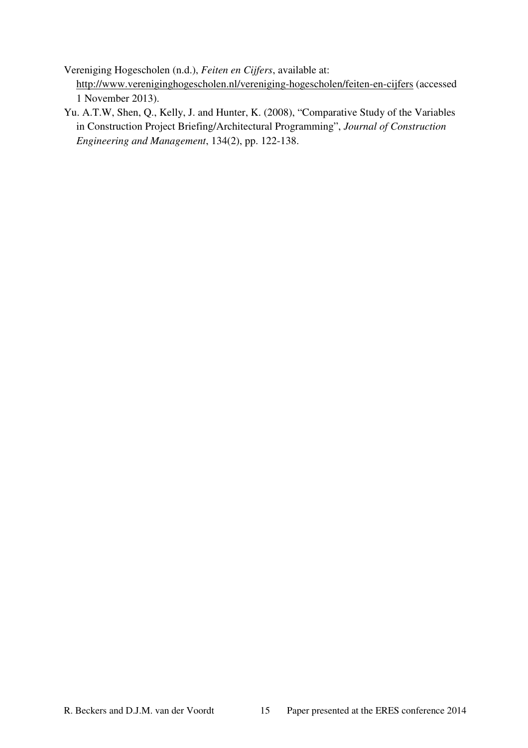Vereniging Hogescholen (n.d.), *Feiten en Cijfers*, available at: http://www.vereniginghogescholen.nl/vereniging-hogescholen/feiten-en-cijfers (accessed 1 November 2013).

Yu. A.T.W, Shen, Q., Kelly, J. and Hunter, K. (2008), "Comparative Study of the Variables in Construction Project Briefing/Architectural Programming", *Journal of Construction Engineering and Management*, 134(2), pp. 122-138.